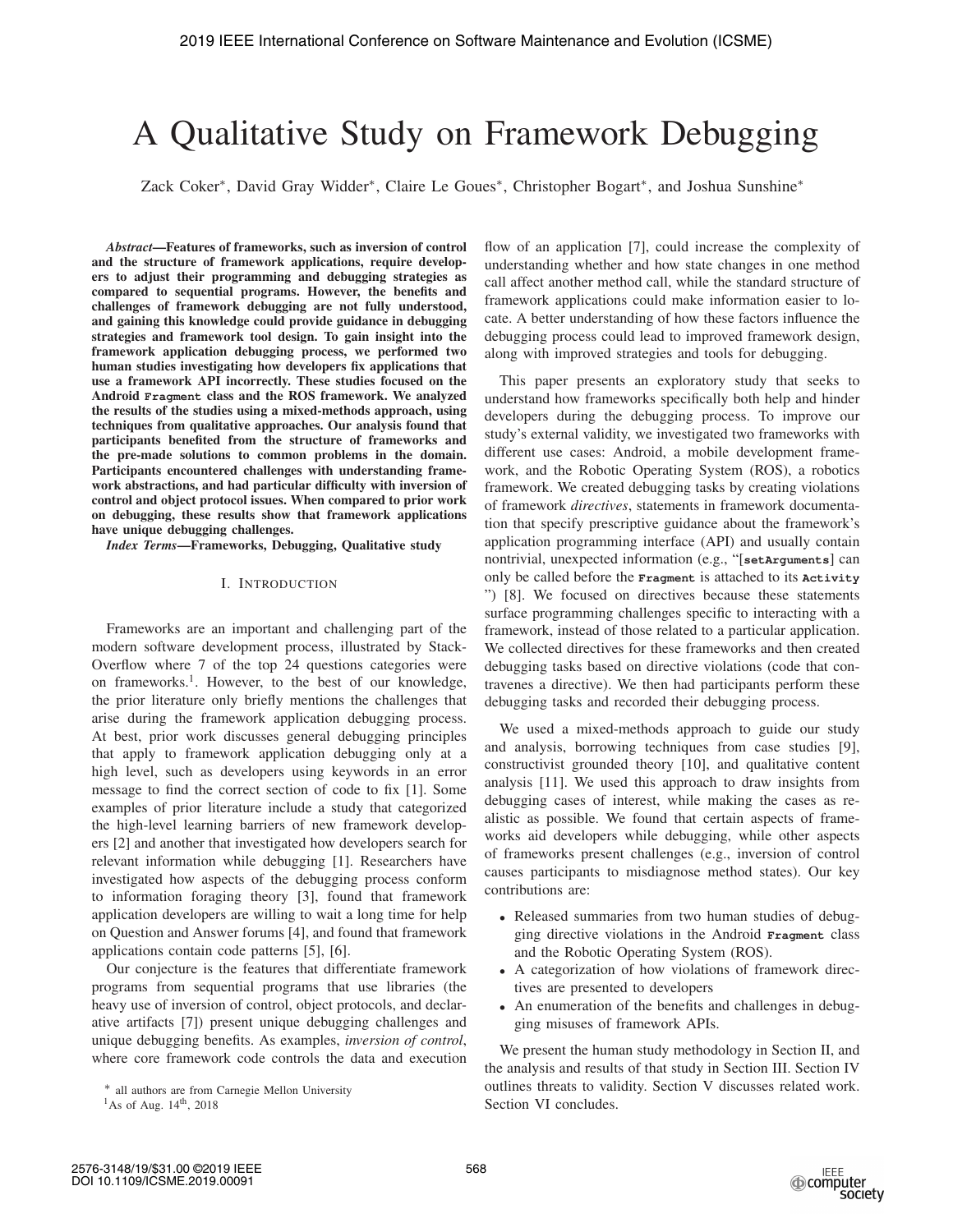# A Qualitative Study on Framework Debugging

Zack Coker*, David Gray Widder*, Claire Le Goues*, Christopher Bogart*, and Joshua Sunshine*

***Abstract*—Features of frameworks, such as inversion of control and the structure of framework applications, require developers to adjust their programming and debugging strategies as compared to sequential programs. However, the benefits and challenges of framework debugging are not fully understood, and gaining this knowledge could provide guidance in debugging strategies and framework tool design. To gain insight into the framework application debugging process, we performed two human studies investigating how developers fix applications that use a framework API incorrectly. These studies focused on the Android `Fragment` class and the ROS framework. We analyzed the results of the studies using a mixed-methods approach, using techniques from qualitative approaches. Our analysis found that participants benefited from the structure of frameworks and the pre-made solutions to common problems in the domain. Participants encountered challenges with understanding framework abstractions, and had particular difficulty with inversion of control and object protocol issues. When compared to prior work on debugging, these results show that framework applications have unique debugging challenges.**

***Index Terms*—Frameworks, Debugging, Qualitative study**

## I. Introduction

Frameworks are an important and challenging part of the modern software development process, illustrated by Stack-Overflow where 7 of the top 24 questions categories were on frameworks.[1]. However, to the best of our knowledge, the prior literature only briefly mentions the challenges that arise during the framework application debugging process. At best, prior work discusses general debugging principles that apply to framework application debugging only at a high level, such as developers using keywords in an error message to find the correct section of code to fix [1]. Some examples of prior literature include a study that categorized the high-level learning barriers of new framework developers [2] and another that investigated how developers search for relevant information while debugging [1]. Researchers have investigated how aspects of the debugging process conform to information foraging theory [3], found that framework application developers are willing to wait a long time for help on Question and Answer forums [4], and found that framework applications contain code patterns [5], [6].

Our conjecture is the features that differentiate framework programs from sequential programs that use libraries (the heavy use of inversion of control, object protocols, and declarative artifacts [7]) present unique debugging challenges and unique debugging benefits. As examples, *inversion of control*, where core framework code controls the data and execution flow of an application [7], could increase the complexity of understanding whether and how state changes in one method call affect another method call, while the standard structure of framework applications could make information easier to locate. A better understanding of how these factors influence the debugging process could lead to improved framework design, along with improved strategies and tools for debugging.

This paper presents an exploratory study that seeks to understand how frameworks specifically both help and hinder developers during the debugging process. To improve our study's external validity, we investigated two frameworks with different use cases: Android, a mobile development framework, and the Robotic Operating System (ROS), a robotics framework. We created debugging tasks by creating violations of framework *directives*, statements in framework documentation that specify prescriptive guidance about the framework's application programming interface (API) and usually contain nontrivial, unexpected information (e.g., "[`setArguments`] can only be called before the `Fragment` is attached to its `Activity` ") [8]. We focused on directives because these statements surface programming challenges specific to interacting with a framework, instead of those related to a particular application. We collected directives for these frameworks and then created debugging tasks based on directive violations (code that contravenes a directive). We then had participants perform these debugging tasks and recorded their debugging process.

We used a mixed-methods approach to guide our study and analysis, borrowing techniques from case studies [9], constructivist grounded theory [10], and qualitative content analysis [11]. We used this approach to draw insights from debugging cases of interest, while making the cases as realistic as possible. We found that certain aspects of frameworks aid developers while debugging, while other aspects of frameworks present challenges (e.g., inversion of control causes participants to misdiagnose method states). Our key contributions are:

- Released summaries from two human studies of debugging directive violations in the Android `Fragment` class and the Robotic Operating System (ROS).
- A categorization of how violations of framework directives are presented to developers
- An enumeration of the benefits and challenges in debugging misuses of framework APIs.

We present the human study methodology in Section II, and the analysis and results of that study in Section III. Section IV outlines threats to validity. Section V discusses related work. Section VI concludes.

* all authors are from Carnegie Mellon University

[1] As of Aug. 14th, 2018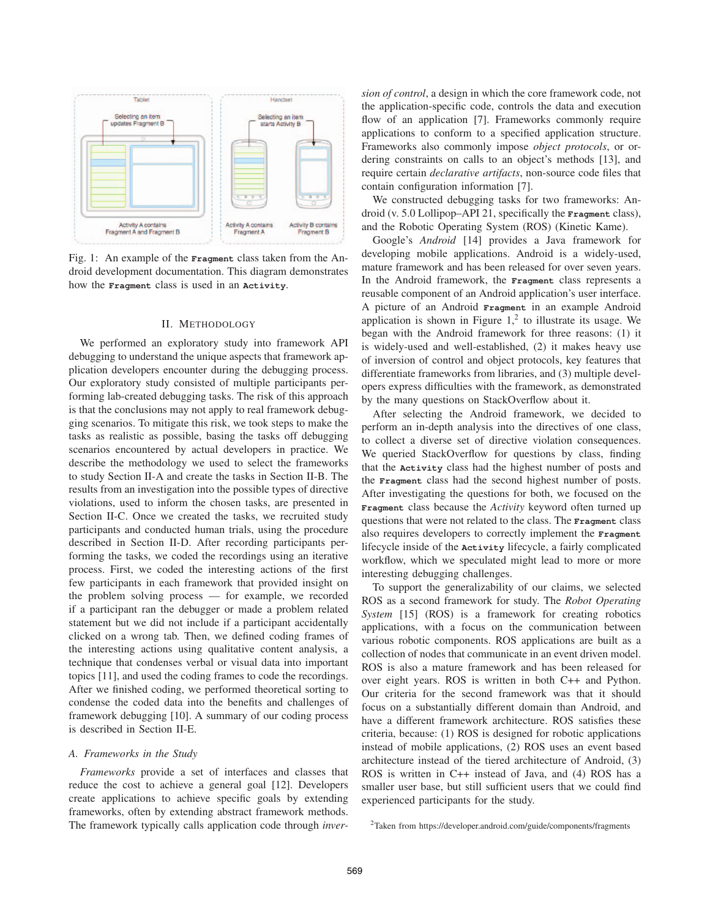Fig. 1: An example of the **Fragment** class taken from the Android development documentation. This diagram demonstrates how the **Fragment** class is used in an **Activity**.

## II. Methodology

We performed an exploratory study into framework API debugging to understand the unique aspects that framework application developers encounter during the debugging process. Our exploratory study consisted of multiple participants performing lab-created debugging tasks. The risk of this approach is that the conclusions may not apply to real framework debugging scenarios. To mitigate this risk, we took steps to make the tasks as realistic as possible, basing the tasks off debugging scenarios encountered by actual developers in practice. We describe the methodology we used to select the frameworks to study Section II-A and create the tasks in Section II-B. The results from an investigation into the possible types of directive violations, used to inform the chosen tasks, are presented in Section II-C. Once we created the tasks, we recruited study participants and conducted human trials, using the procedure described in Section II-D. After recording participants performing the tasks, we coded the recordings using an iterative process. First, we coded the interesting actions of the first few participants in each framework that provided insight on the problem solving process — for example, we recorded if a participant ran the debugger or made a problem related statement but we did not include if a participant accidentally clicked on a wrong tab. Then, we defined coding frames of the interesting actions using qualitative content analysis, a technique that condenses verbal or visual data into important topics [11], and used the coding frames to code the recordings. After we finished coding, we performed theoretical sorting to condense the coded data into the benefits and challenges of framework debugging [10]. A summary of our coding process is described in Section II-E.

### A. Frameworks in the Study

*Frameworks* provide a set of interfaces and classes that reduce the cost to achieve a general goal [12]. Developers create applications to achieve specific goals by extending frameworks, often by extending abstract framework methods. The framework typically calls application code through *inversion of control*, a design in which the core framework code, not the application-specific code, controls the data and execution flow of an application [7]. Frameworks commonly require applications to conform to a specified application structure. Frameworks also commonly impose *object protocols*, or ordering constraints on calls to an object's methods [13], and require certain *declarative artifacts*, non-source code files that contain configuration information [7].

We constructed debugging tasks for two frameworks: Android (v. 5.0 Lollipop–API 21, specifically the **Fragment** class), and the Robotic Operating System (ROS) (Kinetic Kame).

Google's *Android* [14] provides a Java framework for developing mobile applications. Android is a widely-used, mature framework and has been released for over seven years. In the Android framework, the **Fragment** class represents a reusable component of an Android application's user interface. A picture of an Android **Fragment** in an example Android application is shown in Figure 1,[2] to illustrate its usage. We began with the Android framework for three reasons: (1) it is widely-used and well-established, (2) it makes heavy use of inversion of control and object protocols, key features that differentiate frameworks from libraries, and (3) multiple developers express difficulties with the framework, as demonstrated by the many questions on StackOverflow about it.

After selecting the Android framework, we decided to perform an in-depth analysis into the directives of one class, to collect a diverse set of directive violation consequences. We queried StackOverflow for questions by class, finding that the **Activity** class had the highest number of posts and the **Fragment** class had the second highest number of posts. After investigating the questions for both, we focused on the **Fragment** class because the *Activity* keyword often turned up questions that were not related to the class. The **Fragment** class also requires developers to correctly implement the **Fragment** lifecycle inside of the **Activity** lifecycle, a fairly complicated workflow, which we speculated might lead to more or more interesting debugging challenges.

To support the generalizability of our claims, we selected ROS as a second framework for study. The *Robot Operating System* [15] (ROS) is a framework for creating robotics applications, with a focus on the communication between various robotic components. ROS applications are built as a collection of nodes that communicate in an event driven model. ROS is also a mature framework and has been released for over eight years. ROS is written in both C++ and Python. Our criteria for the second framework was that it should focus on a substantially different domain than Android, and have a different framework architecture. ROS satisfies these criteria, because: (1) ROS is designed for robotic applications instead of mobile applications, (2) ROS uses an event based architecture instead of the tiered architecture of Android, (3) ROS is written in C++ instead of Java, and (4) ROS has a smaller user base, but still sufficient users that we could find experienced participants for the study.

[2] Taken from https://developer.android.com/guide/components/fragments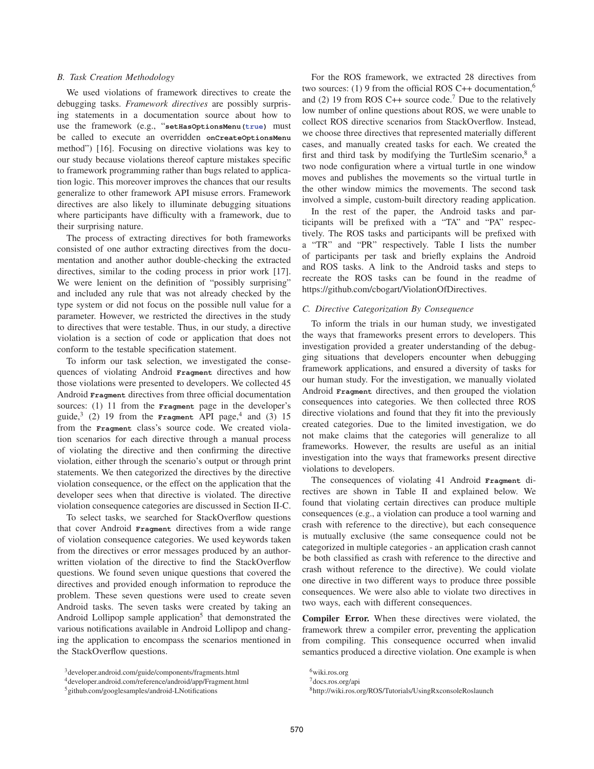### B. Task Creation Methodology

We used violations of framework directives to create the debugging tasks. *Framework directives* are possibly surprising statements in a documentation source about how to use the framework (e.g., "`setHasOptionsMenu(true)` must be called to execute an overridden `onCreateOptionsMenu` method") [16]. Focusing on directive violations was key to our study because violations thereof capture mistakes specific to framework programming rather than bugs related to application logic. This moreover improves the chances that our results generalize to other framework API misuse errors. Framework directives are also likely to illuminate debugging situations where participants have difficulty with a framework, due to their surprising nature.

The process of extracting directives for both frameworks consisted of one author extracting directives from the documentation and another author double-checking the extracted directives, similar to the coding process in prior work [17]. We were lenient on the definition of "possibly surprising" and included any rule that was not already checked by the type system or did not focus on the possible null value for a parameter. However, we restricted the directives in the study to directives that were testable. Thus, in our study, a directive violation is a section of code or application that does not conform to the testable specification statement.

To inform our task selection, we investigated the consequences of violating Android `Fragment` directives and how those violations were presented to developers. We collected 45 Android `Fragment` directives from three official documentation sources: (1) 11 from the `Fragment` page in the developer's guide,[3] (2) 19 from the `Fragment` API page,[4] and (3) 15 from the `Fragment` class's source code. We created violation scenarios for each directive through a manual process of violating the directive and then confirming the directive violation, either through the scenario's output or through print statements. We then categorized the directives by the directive violation consequence, or the effect on the application that the developer sees when that directive is violated. The directive violation consequence categories are discussed in Section II-C.

To select tasks, we searched for StackOverflow questions that cover Android `Fragment` directives from a wide range of violation consequence categories. We used keywords taken from the directives or error messages produced by an author-written violation of the directive to find the StackOverflow questions. We found seven unique questions that covered the directives and provided enough information to reproduce the problem. These seven questions were used to create seven Android tasks. The seven tasks were created by taking an Android Lollipop sample application[5] that demonstrated the various notifications available in Android Lollipop and changing the application to encompass the scenarios mentioned in the StackOverflow questions.

For the ROS framework, we extracted 28 directives from two sources: (1) 9 from the official ROS C++ documentation,[6] and (2) 19 from ROS C++ source code.[7] Due to the relatively low number of online questions about ROS, we were unable to collect ROS directive scenarios from StackOverflow. Instead, we choose three directives that represented materially different cases, and manually created tasks for each. We created the first and third task by modifying the TurtleSim scenario,[8] a two node configuration where a virtual turtle in one window moves and publishes the movements so the virtual turtle in the other window mimics the movements. The second task involved a simple, custom-built directory reading application.

In the rest of the paper, the Android tasks and participants will be prefixed with a "TA" and "PA" respectively. The ROS tasks and participants will be prefixed with a "TR" and "PR" respectively. Table I lists the number of participants per task and briefly explains the Android and ROS tasks. A link to the Android tasks and steps to recreate the ROS tasks can be found in the readme of https://github.com/cbogart/ViolationOfDirectives.

### C. Directive Categorization By Consequence

To inform the trials in our human study, we investigated the ways that frameworks present errors to developers. This investigation provided a greater understanding of the debugging situations that developers encounter when debugging framework applications, and ensured a diversity of tasks for our human study. For the investigation, we manually violated Android `Fragment` directives, and then grouped the violation consequences into categories. We then collected three ROS directive violations and found that they fit into the previously created categories. Due to the limited investigation, we do not make claims that the categories will generalize to all frameworks. However, the results are useful as an initial investigation into the ways that frameworks present directive violations to developers.

The consequences of violating 41 Android `Fragment` directives are shown in Table II and explained below. We found that violating certain directives can produce multiple consequences (e.g., a violation can produce a tool warning and crash with reference to the directive), but each consequence is mutually exclusive (the same consequence could not be categorized in multiple categories - an application crash cannot be both classified as crash with reference to the directive and crash without reference to the directive). We could violate one directive in two different ways to produce three possible consequences. We were also able to violate two directives in two ways, each with different consequences.

**Compiler Error.** When these directives were violated, the framework threw a compiler error, preventing the application from compiling. This consequence occurred when invalid semantics produced a directive violation. One example is when

[3] developer.android.com/guide/components/fragments.html

[4] developer.android.com/reference/android/app/Fragment.html

[5] github.com/googlesamples/android-LNotifications

[6] wiki.ros.org

[7] docs.ros.org/api

[8] http://wiki.ros.org/ROS/Tutorials/UsingRxconsoleRoslaunch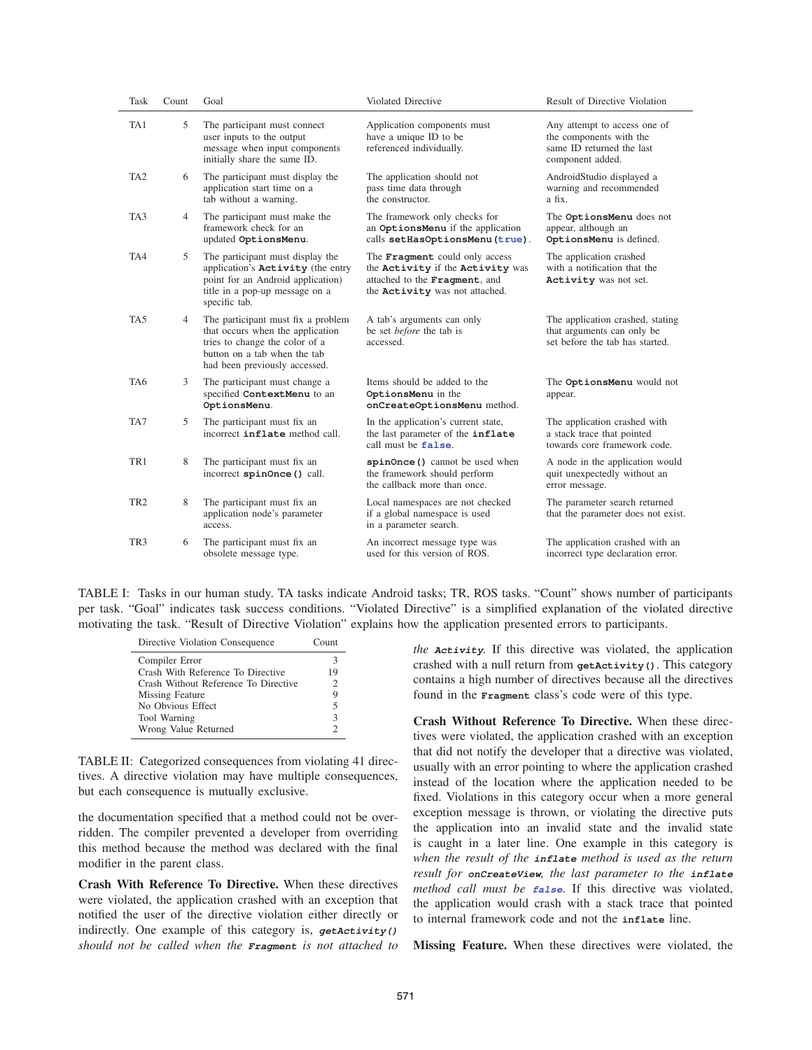| Task | Count | Goal | Violated Directive | Result of Directive Violation |
|---|---|---|---|---|
| TA1 | 5 | The participant must connect user inputs to the output message when input components initially share the same ID. | Application components must have a unique ID to be referenced individually. | Any attempt to access one of the components with the same ID returned the last component added. |
| TA2 | 6 | The participant must display the application start time on a tab without a warning. | The application should not pass time data through the constructor. | AndroidStudio displayed a warning and recommended a fix. |
| TA3 | 4 | The participant must make the framework check for an updated `OptionsMenu`. | The framework only checks for an `OptionsMenu` if the application calls `setHasOptionsMenu(true)`. | The `OptionsMenu` does not appear, although an `OptionsMenu` is defined. |
| TA4 | 5 | The participant must display the application's `Activity` (the entry point for an Android application) title in a pop-up message on a specific tab. | The `Fragment` could only access the `Activity` if the `Activity` was attached to the `Fragment`, and the `Activity` was not attached. | The application crashed with a notification that the `Activity` was not set. |
| TA5 | 4 | The participant must fix a problem that occurs when the application tries to change the color of a button on a tab when the tab had been previously accessed. | A tab's arguments can only be set *before* the tab is accessed. | The application crashed, stating that arguments can only be set before the tab has started. |
| TA6 | 3 | The participant must change a specified `ContextMenu` to an `OptionsMenu`. | Items should be added to the `OptionsMenu` in the `onCreateOptionsMenu` method. | The `OptionsMenu` would not appear. |
| TA7 | 5 | The participant must fix an incorrect `inflate` method call. | In the application's current state, the last parameter of the `inflate` call must be `false`. | The application crashed with a stack trace that pointed towards core framework code. |
| TR1 | 8 | The participant must fix an incorrect `spinOnce()` call. | `spinOnce()` cannot be used when the framework should perform the callback more than once. | A node in the application would quit unexpectedly without an error message. |
| TR2 | 8 | The participant must fix an application node's parameter access. | Local namespaces are not checked if a global namespace is used in a parameter search. | The parameter search returned that the parameter does not exist. |
| TR3 | 6 | The participant must fix an obsolete message type. | An incorrect message type was used for this version of ROS. | The application crashed with an incorrect type declaration error. |

TABLE I: Tasks in our human study. TA tasks indicate Android tasks; TR, ROS tasks. "Count" shows number of participants per task. "Goal" indicates task success conditions. "Violated Directive" is a simplified explanation of the violated directive motivating the task. "Result of Directive Violation" explains how the application presented errors to participants.

| Directive Violation Consequence | Count |
|---|---|
| Compiler Error | 3 |
| Crash With Reference To Directive | 19 |
| Crash Without Reference To Directive | 2 |
| Missing Feature | 9 |
| No Obvious Effect | 5 |
| Tool Warning | 3 |
| Wrong Value Returned | 2 |

TABLE II: Categorized consequences from violating 41 directives. A directive violation may have multiple consequences, but each consequence is mutually exclusive.

the documentation specified that a method could not be overridden. The compiler prevented a developer from overriding this method because the method was declared with the final modifier in the parent class.

**Crash With Reference To Directive.** When these directives were violated, the application crashed with an exception that notified the user of the directive violation either directly or indirectly. One example of this category is, *`getActivity()` should not be called when the `Fragment` is not attached to the `Activity`*. If this directive was violated, the application crashed with a null return from `getActivity()`. This category contains a high number of directives because all the directives found in the `Fragment` class's code were of this type.

**Crash Without Reference To Directive.** When these directives were violated, the application crashed with an exception that did not notify the developer that a directive was violated, usually with an error pointing to where the application crashed instead of the location where the application needed to be fixed. Violations in this category occur when a more general exception message is thrown, or violating the directive puts the application into an invalid state and the invalid state is caught in a later line. One example in this category is *when the result of the `inflate` method is used as the return result for `onCreateView`, the last parameter to the `inflate` method call must be `false`*. If this directive was violated, the application would crash with a stack trace that pointed to internal framework code and not the `inflate` line.

**Missing Feature.** When these directives were violated, the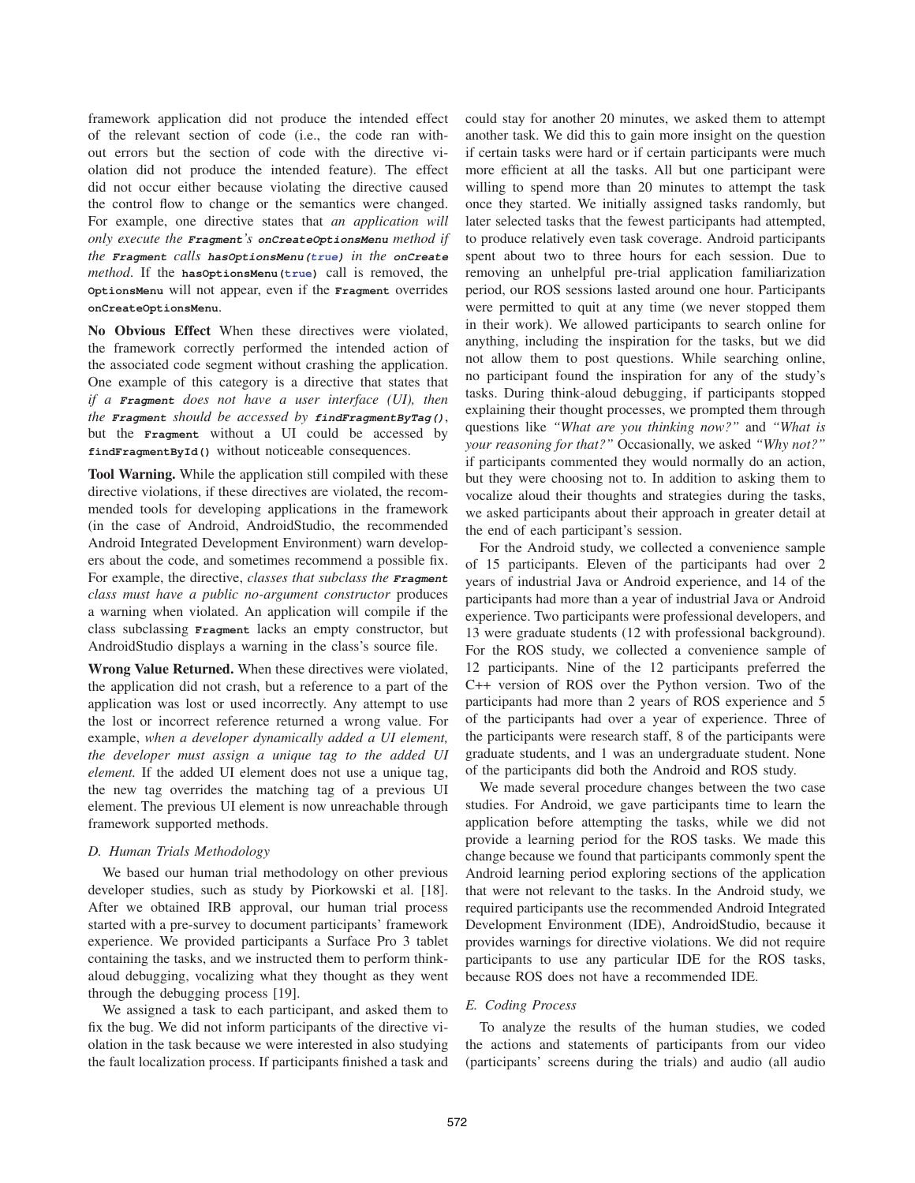framework application did not produce the intended effect of the relevant section of code (i.e., the code ran without errors but the section of code with the directive violation did not produce the intended feature). The effect did not occur either because violating the directive caused the control flow to change or the semantics were changed. For example, one directive states that *an application will only execute the* `Fragment`*'s* `onCreateOptionsMenu` *method if the* `Fragment` *calls* `hasOptionsMenu(true)` *in the* `onCreate` *method*. If the `hasOptionsMenu(true)` call is removed, the `OptionsMenu` will not appear, even if the `Fragment` overrides `onCreateOptionsMenu`.

**No Obvious Effect** When these directives were violated, the framework correctly performed the intended action of the associated code segment without crashing the application. One example of this category is a directive that states that *if a* `Fragment` *does not have a user interface (UI), then the* `Fragment` *should be accessed by* `findFragmentByTag()`, but the `Fragment` without a UI could be accessed by `findFragmentById()` without noticeable consequences.

**Tool Warning.** While the application still compiled with these directive violations, if these directives are violated, the recommended tools for developing applications in the framework (in the case of Android, AndroidStudio, the recommended Android Integrated Development Environment) warn developers about the code, and sometimes recommend a possible fix. For example, the directive, *classes that subclass the* `Fragment` *class must have a public no-argument constructor* produces a warning when violated. An application will compile if the class subclassing `Fragment` lacks an empty constructor, but AndroidStudio displays a warning in the class's source file.

**Wrong Value Returned.** When these directives were violated, the application did not crash, but a reference to a part of the application was lost or used incorrectly. Any attempt to use the lost or incorrect reference returned a wrong value. For example, *when a developer dynamically added a UI element, the developer must assign a unique tag to the added UI element.* If the added UI element does not use a unique tag, the new tag overrides the matching tag of a previous UI element. The previous UI element is now unreachable through framework supported methods.

### D. Human Trials Methodology

We based our human trial methodology on other previous developer studies, such as study by Piorkowski et al. [18]. After we obtained IRB approval, our human trial process started with a pre-survey to document participants' framework experience. We provided participants a Surface Pro 3 tablet containing the tasks, and we instructed them to perform think-aloud debugging, vocalizing what they thought as they went through the debugging process [19].

We assigned a task to each participant, and asked them to fix the bug. We did not inform participants of the directive violation in the task because we were interested in also studying the fault localization process. If participants finished a task and could stay for another 20 minutes, we asked them to attempt another task. We did this to gain more insight on the question if certain tasks were hard or if certain participants were much more efficient at all the tasks. All but one participant were willing to spend more than 20 minutes to attempt the task once they started. We initially assigned tasks randomly, but later selected tasks that the fewest participants had attempted, to produce relatively even task coverage. Android participants spent about two to three hours for each session. Due to removing an unhelpful pre-trial application familiarization period, our ROS sessions lasted around one hour. Participants were permitted to quit at any time (we never stopped them in their work). We allowed participants to search online for anything, including the inspiration for the tasks, but we did not allow them to post questions. While searching online, no participant found the inspiration for any of the study's tasks. During think-aloud debugging, if participants stopped explaining their thought processes, we prompted them through questions like *"What are you thinking now?"* and *"What is your reasoning for that?"* Occasionally, we asked *"Why not?"* if participants commented they would normally do an action, but they were choosing not to. In addition to asking them to vocalize aloud their thoughts and strategies during the tasks, we asked participants about their approach in greater detail at the end of each participant's session.

For the Android study, we collected a convenience sample of 15 participants. Eleven of the participants had over 2 years of industrial Java or Android experience, and 14 of the participants had more than a year of industrial Java or Android experience. Two participants were professional developers, and 13 were graduate students (12 with professional background). For the ROS study, we collected a convenience sample of 12 participants. Nine of the 12 participants preferred the C++ version of ROS over the Python version. Two of the participants had more than 2 years of ROS experience and 5 of the participants had over a year of experience. Three of the participants were research staff, 8 of the participants were graduate students, and 1 was an undergraduate student. None of the participants did both the Android and ROS study.

We made several procedure changes between the two case studies. For Android, we gave participants time to learn the application before attempting the tasks, while we did not provide a learning period for the ROS tasks. We made this change because we found that participants commonly spent the Android learning period exploring sections of the application that were not relevant to the tasks. In the Android study, we required participants use the recommended Android Integrated Development Environment (IDE), AndroidStudio, because it provides warnings for directive violations. We did not require participants to use any particular IDE for the ROS tasks, because ROS does not have a recommended IDE.

### E. Coding Process

To analyze the results of the human studies, we coded the actions and statements of participants from our video (participants' screens during the trials) and audio (all audio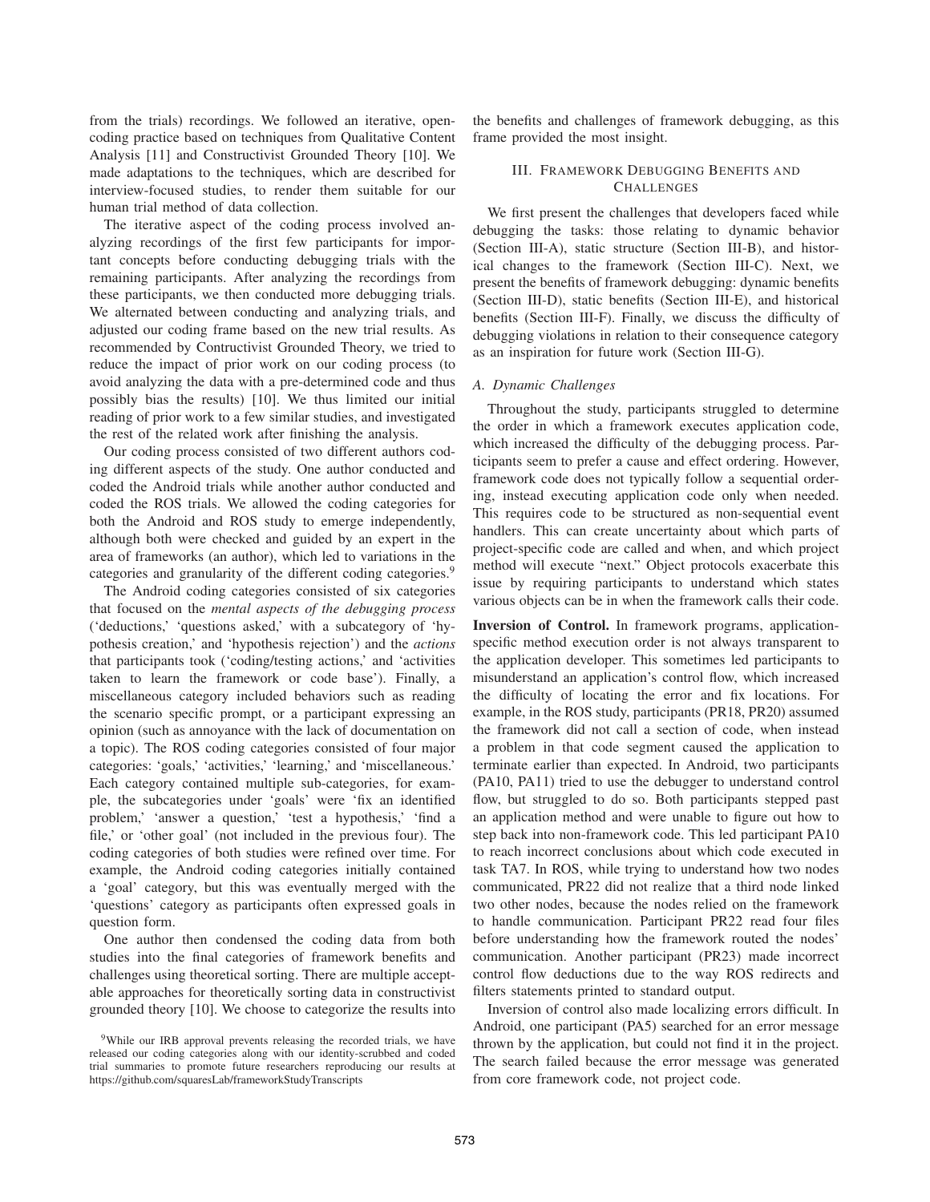from the trials) recordings. We followed an iterative, open-coding practice based on techniques from Qualitative Content Analysis [11] and Constructivist Grounded Theory [10]. We made adaptations to the techniques, which are described for interview-focused studies, to render them suitable for our human trial method of data collection.

The iterative aspect of the coding process involved analyzing recordings of the first few participants for important concepts before conducting debugging trials with the remaining participants. After analyzing the recordings from these participants, we then conducted more debugging trials. We alternated between conducting and analyzing trials, and adjusted our coding frame based on the new trial results. As recommended by Contructivist Grounded Theory, we tried to reduce the impact of prior work on our coding process (to avoid analyzing the data with a pre-determined code and thus possibly bias the results) [10]. We thus limited our initial reading of prior work to a few similar studies, and investigated the rest of the related work after finishing the analysis.

Our coding process consisted of two different authors coding different aspects of the study. One author conducted and coded the Android trials while another author conducted and coded the ROS trials. We allowed the coding categories for both the Android and ROS study to emerge independently, although both were checked and guided by an expert in the area of frameworks (an author), which led to variations in the categories and granularity of the different coding categories.[9]

The Android coding categories consisted of six categories that focused on the *mental aspects of the debugging process* ('deductions,' 'questions asked,' with a subcategory of 'hypothesis creation,' and 'hypothesis rejection') and the *actions* that participants took ('coding/testing actions,' and 'activities taken to learn the framework or code base'). Finally, a miscellaneous category included behaviors such as reading the scenario specific prompt, or a participant expressing an opinion (such as annoyance with the lack of documentation on a topic). The ROS coding categories consisted of four major categories: 'goals,' 'activities,' 'learning,' and 'miscellaneous.' Each category contained multiple sub-categories, for example, the subcategories under 'goals' were 'fix an identified problem,' 'answer a question,' 'test a hypothesis,' 'find a file,' or 'other goal' (not included in the previous four). The coding categories of both studies were refined over time. For example, the Android coding categories initially contained a 'goal' category, but this was eventually merged with the 'questions' category as participants often expressed goals in question form.

One author then condensed the coding data from both studies into the final categories of framework benefits and challenges using theoretical sorting. There are multiple acceptable approaches for theoretically sorting data in constructivist grounded theory [10]. We choose to categorize the results into the benefits and challenges of framework debugging, as this frame provided the most insight.

[9]While our IRB approval prevents releasing the recorded trials, we have released our coding categories along with our identity-scrubbed and coded trial summaries to promote future researchers reproducing our results at https://github.com/squaresLab/frameworkStudyTranscripts

## III. Framework Debugging Benefits and Challenges

We first present the challenges that developers faced while debugging the tasks: those relating to dynamic behavior (Section III-A), static structure (Section III-B), and historical changes to the framework (Section III-C). Next, we present the benefits of framework debugging: dynamic benefits (Section III-D), static benefits (Section III-E), and historical benefits (Section III-F). Finally, we discuss the difficulty of debugging violations in relation to their consequence category as an inspiration for future work (Section III-G).

### *A. Dynamic Challenges*

Throughout the study, participants struggled to determine the order in which a framework executes application code, which increased the difficulty of the debugging process. Participants seem to prefer a cause and effect ordering. However, framework code does not typically follow a sequential ordering, instead executing application code only when needed. This requires code to be structured as non-sequential event handlers. This can create uncertainty about which parts of project-specific code are called and when, and which project method will execute "next." Object protocols exacerbate this issue by requiring participants to understand which states various objects can be in when the framework calls their code.

**Inversion of Control.** In framework programs, application-specific method execution order is not always transparent to the application developer. This sometimes led participants to misunderstand an application's control flow, which increased the difficulty of locating the error and fix locations. For example, in the ROS study, participants (PR18, PR20) assumed the framework did not call a section of code, when instead a problem in that code segment caused the application to terminate earlier than expected. In Android, two participants (PA10, PA11) tried to use the debugger to understand control flow, but struggled to do so. Both participants stepped past an application method and were unable to figure out how to step back into non-framework code. This led participant PA10 to reach incorrect conclusions about which code executed in task TA7. In ROS, while trying to understand how two nodes communicated, PR22 did not realize that a third node linked two other nodes, because the nodes relied on the framework to handle communication. Participant PR22 read four files before understanding how the framework routed the nodes' communication. Another participant (PR23) made incorrect control flow deductions due to the way ROS redirects and filters statements printed to standard output.

Inversion of control also made localizing errors difficult. In Android, one participant (PA5) searched for an error message thrown by the application, but could not find it in the project. The search failed because the error message was generated from core framework code, not project code.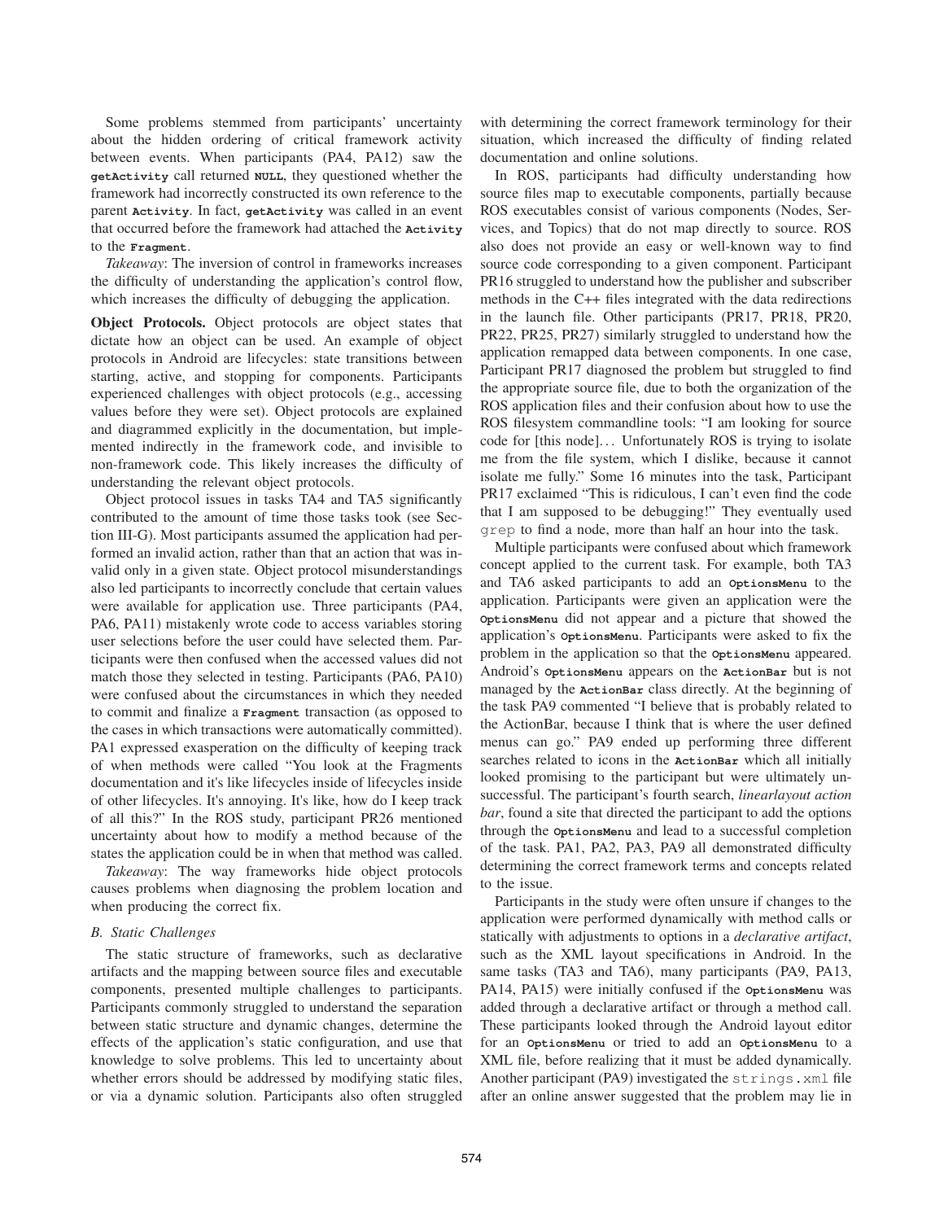Some problems stemmed from participants' uncertainty about the hidden ordering of critical framework activity between events. When participants (PA4, PA12) saw the `getActivity` call returned `NULL`, they questioned whether the framework had incorrectly constructed its own reference to the parent `Activity`. In fact, `getActivity` was called in an event that occurred before the framework had attached the `Activity` to the `Fragment`.

*Takeaway*: The inversion of control in frameworks increases the difficulty of understanding the application's control flow, which increases the difficulty of debugging the application.

**Object Protocols.** Object protocols are object states that dictate how an object can be used. An example of object protocols in Android are lifecycles: state transitions between starting, active, and stopping for components. Participants experienced challenges with object protocols (e.g., accessing values before they were set). Object protocols are explained and diagrammed explicitly in the documentation, but implemented indirectly in the framework code, and invisible to non-framework code. This likely increases the difficulty of understanding the relevant object protocols.

Object protocol issues in tasks TA4 and TA5 significantly contributed to the amount of time those tasks took (see Section III-G). Most participants assumed the application had performed an invalid action, rather than that an action that was invalid only in a given state. Object protocol misunderstandings also led participants to incorrectly conclude that certain values were available for application use. Three participants (PA4, PA6, PA11) mistakenly wrote code to access variables storing user selections before the user could have selected them. Participants were then confused when the accessed values did not match those they selected in testing. Participants (PA6, PA10) were confused about the circumstances in which they needed to commit and finalize a `Fragment` transaction (as opposed to the cases in which transactions were automatically committed). PA1 expressed exasperation on the difficulty of keeping track of when methods were called "You look at the Fragments documentation and it's like lifecycles inside of lifecycles inside of other lifecycles. It's annoying. It's like, how do I keep track of all this?" In the ROS study, participant PR26 mentioned uncertainty about how to modify a method because of the states the application could be in when that method was called.

*Takeaway*: The way frameworks hide object protocols causes problems when diagnosing the problem location and when producing the correct fix.

### B. Static Challenges

The static structure of frameworks, such as declarative artifacts and the mapping between source files and executable components, presented multiple challenges to participants. Participants commonly struggled to understand the separation between static structure and dynamic changes, determine the effects of the application's static configuration, and use that knowledge to solve problems. This led to uncertainty about whether errors should be addressed by modifying static files, or via a dynamic solution. Participants also often struggled with determining the correct framework terminology for their situation, which increased the difficulty of finding related documentation and online solutions.

In ROS, participants had difficulty understanding how source files map to executable components, partially because ROS executables consist of various components (Nodes, Services, and Topics) that do not map directly to source. ROS also does not provide an easy or well-known way to find source code corresponding to a given component. Participant PR16 struggled to understand how the publisher and subscriber methods in the C++ files integrated with the data redirections in the launch file. Other participants (PR17, PR18, PR20, PR22, PR25, PR27) similarly struggled to understand how the application remapped data between components. In one case, Participant PR17 diagnosed the problem but struggled to find the appropriate source file, due to both the organization of the ROS application files and their confusion about how to use the ROS filesystem commandline tools: "I am looking for source code for [this node]... Unfortunately ROS is trying to isolate me from the file system, which I dislike, because it cannot isolate me fully." Some 16 minutes into the task, Participant PR17 exclaimed "This is ridiculous, I can't even find the code that I am supposed to be debugging!" They eventually used `grep` to find a node, more than half an hour into the task.

Multiple participants were confused about which framework concept applied to the current task. For example, both TA3 and TA6 asked participants to add an `OptionsMenu` to the application. Participants were given an application were the `OptionsMenu` did not appear and a picture that showed the application's `OptionsMenu`. Participants were asked to fix the problem in the application so that the `OptionsMenu` appeared. Android's `OptionsMenu` appears on the `ActionBar` but is not managed by the `ActionBar` class directly. At the beginning of the task PA9 commented "I believe that is probably related to the ActionBar, because I think that is where the user defined menus can go." PA9 ended up performing three different searches related to icons in the `ActionBar` which all initially looked promising to the participant but were ultimately unsuccessful. The participant's fourth search, *linearlayout action bar*, found a site that directed the participant to add the options through the `OptionsMenu` and lead to a successful completion of the task. PA1, PA2, PA3, PA9 all demonstrated difficulty determining the correct framework terms and concepts related to the issue.

Participants in the study were often unsure if changes to the application were performed dynamically with method calls or statically with adjustments to options in a *declarative artifact*, such as the XML layout specifications in Android. In the same tasks (TA3 and TA6), many participants (PA9, PA13, PA14, PA15) were initially confused if the `OptionsMenu` was added through a declarative artifact or through a method call. These participants looked through the Android layout editor for an `OptionsMenu` or tried to add an `OptionsMenu` to a XML file, before realizing that it must be added dynamically. Another participant (PA9) investigated the `strings.xml` file after an online answer suggested that the problem may lie in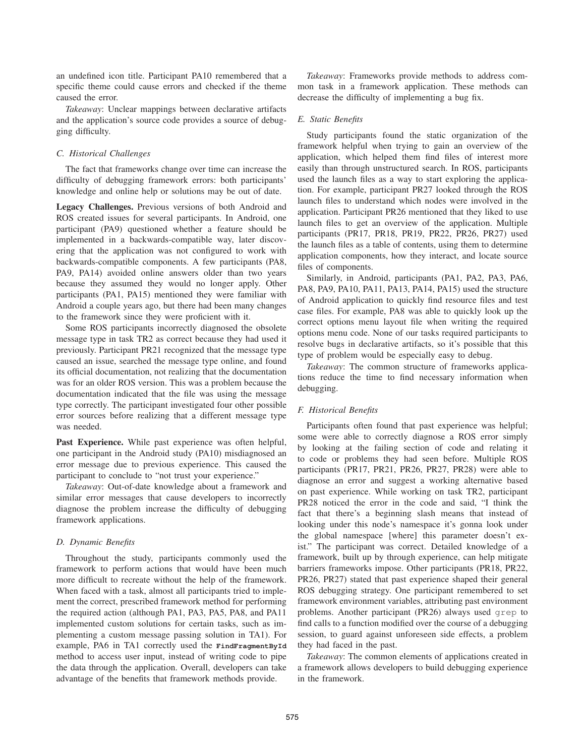an undefined icon title. Participant PA10 remembered that a specific theme could cause errors and checked if the theme caused the error.

*Takeaway*: Unclear mappings between declarative artifacts and the application's source code provides a source of debugging difficulty.

### C. Historical Challenges

The fact that frameworks change over time can increase the difficulty of debugging framework errors: both participants' knowledge and online help or solutions may be out of date.

**Legacy Challenges.** Previous versions of both Android and ROS created issues for several participants. In Android, one participant (PA9) questioned whether a feature should be implemented in a backwards-compatible way, later discovering that the application was not configured to work with backwards-compatible components. A few participants (PA8, PA9, PA14) avoided online answers older than two years because they assumed they would no longer apply. Other participants (PA1, PA15) mentioned they were familiar with Android a couple years ago, but there had been many changes to the framework since they were proficient with it.

Some ROS participants incorrectly diagnosed the obsolete message type in task TR2 as correct because they had used it previously. Participant PR21 recognized that the message type caused an issue, searched the message type online, and found its official documentation, not realizing that the documentation was for an older ROS version. This was a problem because the documentation indicated that the file was using the message type correctly. The participant investigated four other possible error sources before realizing that a different message type was needed.

**Past Experience.** While past experience was often helpful, one participant in the Android study (PA10) misdiagnosed an error message due to previous experience. This caused the participant to conclude to "not trust your experience."

*Takeaway*: Out-of-date knowledge about a framework and similar error messages that cause developers to incorrectly diagnose the problem increase the difficulty of debugging framework applications.

### D. Dynamic Benefits

Throughout the study, participants commonly used the framework to perform actions that would have been much more difficult to recreate without the help of the framework. When faced with a task, almost all participants tried to implement the correct, prescribed framework method for performing the required action (although PA1, PA3, PA5, PA8, and PA11 implemented custom solutions for certain tasks, such as implementing a custom message passing solution in TA1). For example, PA6 in TA1 correctly used the **`FindFragmentById`** method to access user input, instead of writing code to pipe the data through the application. Overall, developers can take advantage of the benefits that framework methods provide.

*Takeaway*: Frameworks provide methods to address common task in a framework application. These methods can decrease the difficulty of implementing a bug fix.

### E. Static Benefits

Study participants found the static organization of the framework helpful when trying to gain an overview of the application, which helped them find files of interest more easily than through unstructured search. In ROS, participants used the launch files as a way to start exploring the application. For example, participant PR27 looked through the ROS launch files to understand which nodes were involved in the application. Participant PR26 mentioned that they liked to use launch files to get an overview of the application. Multiple participants (PR17, PR18, PR19, PR22, PR26, PR27) used the launch files as a table of contents, using them to determine application components, how they interact, and locate source files of components.

Similarly, in Android, participants (PA1, PA2, PA3, PA6, PA8, PA9, PA10, PA11, PA13, PA14, PA15) used the structure of Android application to quickly find resource files and test case files. For example, PA8 was able to quickly look up the correct options menu layout file when writing the required options menu code. None of our tasks required participants to resolve bugs in declarative artifacts, so it's possible that this type of problem would be especially easy to debug.

*Takeaway*: The common structure of frameworks applications reduce the time to find necessary information when debugging.

### F. Historical Benefits

Participants often found that past experience was helpful; some were able to correctly diagnose a ROS error simply by looking at the failing section of code and relating it to code or problems they had seen before. Multiple ROS participants (PR17, PR21, PR26, PR27, PR28) were able to diagnose an error and suggest a working alternative based on past experience. While working on task TR2, participant PR28 noticed the error in the code and said, "I think the fact that there's a beginning slash means that instead of looking under this node's namespace it's gonna look under the global namespace [where] this parameter doesn't exist." The participant was correct. Detailed knowledge of a framework, built up by through experience, can help mitigate barriers frameworks impose. Other participants (PR18, PR22, PR26, PR27) stated that past experience shaped their general ROS debugging strategy. One participant remembered to set framework environment variables, attributing past environment problems. Another participant (PR26) always used `grep` to find calls to a function modified over the course of a debugging session, to guard against unforeseen side effects, a problem they had faced in the past.

*Takeaway*: The common elements of applications created in a framework allows developers to build debugging experience in the framework.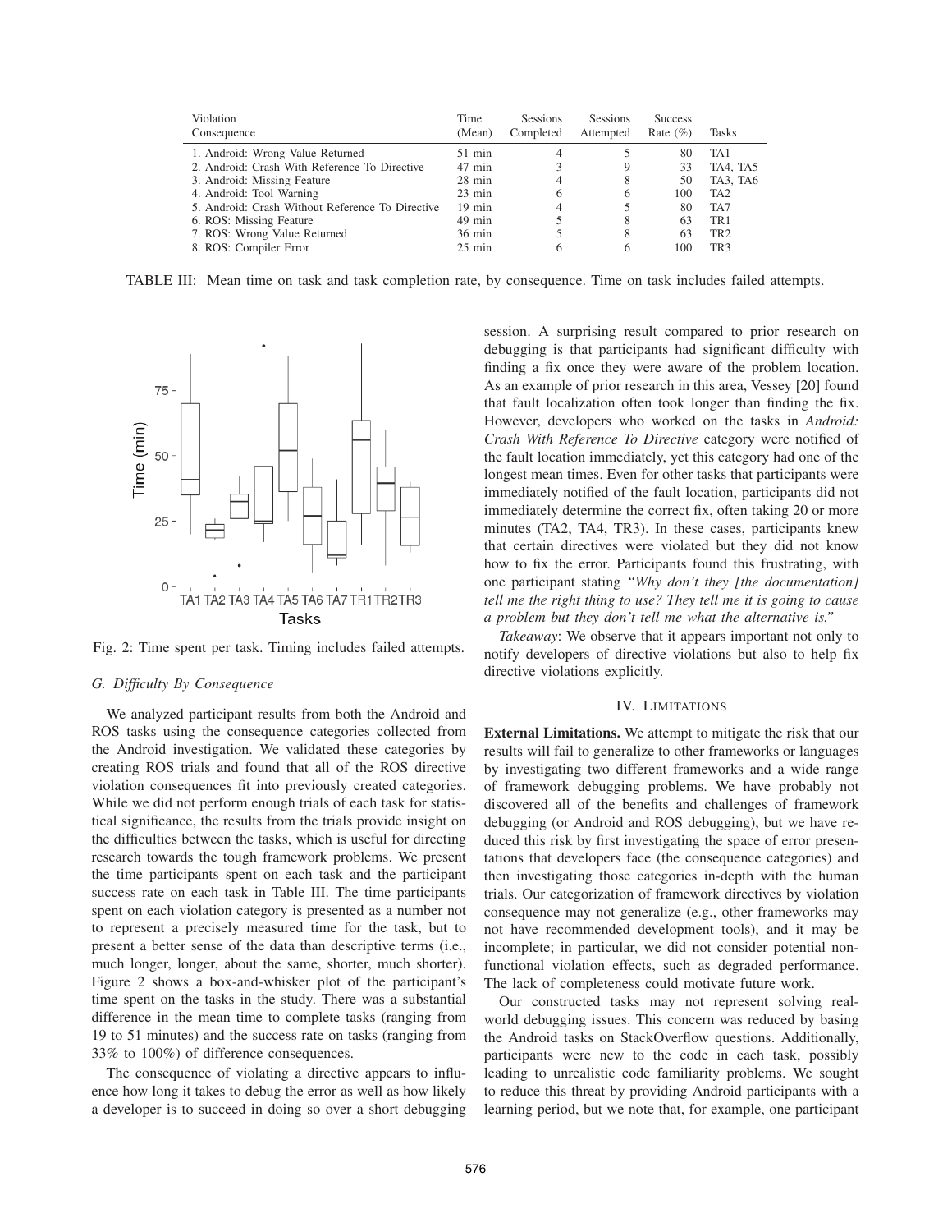| Violation Consequence | Time (Mean) | Sessions Completed | Sessions Attempted | Success Rate (%) | Tasks |
|---|---|---|---|---|---|
| 1. Android: Wrong Value Returned | 51 min | 4 | 5 | 80 | TA1 |
| 2. Android: Crash With Reference To Directive | 47 min | 3 | 9 | 33 | TA4, TA5 |
| 3. Android: Missing Feature | 28 min | 4 | 8 | 50 | TA3, TA6 |
| 4. Android: Tool Warning | 23 min | 6 | 6 | 100 | TA2 |
| 5. Android: Crash Without Reference To Directive | 19 min | 4 | 5 | 80 | TA7 |
| 6. ROS: Missing Feature | 49 min | 5 | 8 | 63 | TR1 |
| 7. ROS: Wrong Value Returned | 36 min | 5 | 8 | 63 | TR2 |
| 8. ROS: Compiler Error | 25 min | 6 | 6 | 100 | TR3 |

TABLE III: Mean time on task and task completion rate, by consequence. Time on task includes failed attempts.

Fig. 2: Time spent per task. Timing includes failed attempts.

### G. *Difficulty By Consequence*

We analyzed participant results from both the Android and ROS tasks using the consequence categories collected from the Android investigation. We validated these categories by creating ROS trials and found that all of the ROS directive violation consequences fit into previously created categories. While we did not perform enough trials of each task for statistical significance, the results from the trials provide insight on the difficulties between the tasks, which is useful for directing research towards the tough framework problems. We present the time participants spent on each task and the participant success rate on each task in Table III. The time participants spent on each violation category is presented as a number not to represent a precisely measured time for the task, but to present a better sense of the data than descriptive terms (i.e., much longer, longer, about the same, shorter, much shorter). Figure 2 shows a box-and-whisker plot of the participant's time spent on the tasks in the study. There was a substantial difference in the mean time to complete tasks (ranging from 19 to 51 minutes) and the success rate on tasks (ranging from 33% to 100%) of difference consequences.

The consequence of violating a directive appears to influence how long it takes to debug the error as well as how likely a developer is to succeed in doing so over a short debugging session. A surprising result compared to prior research on debugging is that participants had significant difficulty with finding a fix once they were aware of the problem location. As an example of prior research in this area, Vessey [20] found that fault localization often took longer than finding the fix. However, developers who worked on the tasks in *Android: Crash With Reference To Directive* category were notified of the fault location immediately, yet this category had one of the longest mean times. Even for other tasks that participants were immediately notified of the fault location, participants did not immediately determine the correct fix, often taking 20 or more minutes (TA2, TA4, TR3). In these cases, participants knew that certain directives were violated but they did not know how to fix the error. Participants found this frustrating, with one participant stating *"Why don't they [the documentation] tell me the right thing to use? They tell me it is going to cause a problem but they don't tell me what the alternative is."*

*Takeaway*: We observe that it appears important not only to notify developers of directive violations but also to help fix directive violations explicitly.

## IV. Limitations

**External Limitations.** We attempt to mitigate the risk that our results will fail to generalize to other frameworks or languages by investigating two different frameworks and a wide range of framework debugging problems. We have probably not discovered all of the benefits and challenges of framework debugging (or Android and ROS debugging), but we have reduced this risk by first investigating the space of error presentations that developers face (the consequence categories) and then investigating those categories in-depth with the human trials. Our categorization of framework directives by violation consequence may not generalize (e.g., other frameworks may not have recommended development tools), and it may be incomplete; in particular, we did not consider potential non-functional violation effects, such as degraded performance. The lack of completeness could motivate future work.

Our constructed tasks may not represent solving real-world debugging issues. This concern was reduced by basing the Android tasks on StackOverflow questions. Additionally, participants were new to the code in each task, possibly leading to unrealistic code familiarity problems. We sought to reduce this threat by providing Android participants with a learning period, but we note that, for example, one participant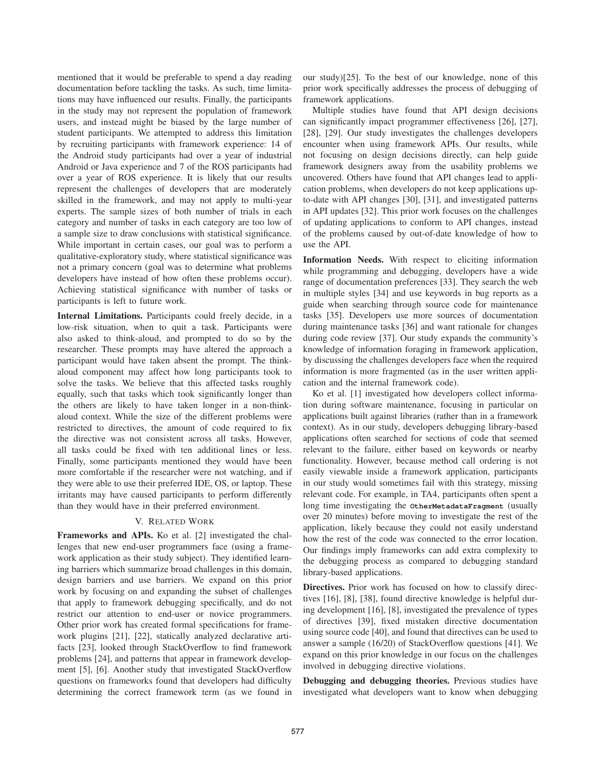mentioned that it would be preferable to spend a day reading documentation before tackling the tasks. As such, time limitations may have influenced our results. Finally, the participants in the study may not represent the population of framework users, and instead might be biased by the large number of student participants. We attempted to address this limitation by recruiting participants with framework experience: 14 of the Android study participants had over a year of industrial Android or Java experience and 7 of the ROS participants had over a year of ROS experience. It is likely that our results represent the challenges of developers that are moderately skilled in the framework, and may not apply to multi-year experts. The sample sizes of both number of trials in each category and number of tasks in each category are too low of a sample size to draw conclusions with statistical significance. While important in certain cases, our goal was to perform a qualitative-exploratory study, where statistical significance was not a primary concern (goal was to determine what problems developers have instead of how often these problems occur). Achieving statistical significance with number of tasks or participants is left to future work.

**Internal Limitations.** Participants could freely decide, in a low-risk situation, when to quit a task. Participants were also asked to think-aloud, and prompted to do so by the researcher. These prompts may have altered the approach a participant would have taken absent the prompt. The think-aloud component may affect how long participants took to solve the tasks. We believe that this affected tasks roughly equally, such that tasks which took significantly longer than the others are likely to have taken longer in a non-think-aloud context. While the size of the different problems were restricted to directives, the amount of code required to fix the directive was not consistent across all tasks. However, all tasks could be fixed with ten additional lines or less. Finally, some participants mentioned they would have been more comfortable if the researcher were not watching, and if they were able to use their preferred IDE, OS, or laptop. These irritants may have caused participants to perform differently than they would have in their preferred environment.

## V. Related Work

**Frameworks and APIs.** Ko et al. [2] investigated the challenges that new end-user programmers face (using a framework application as their study subject). They identified learning barriers which summarize broad challenges in this domain, design barriers and use barriers. We expand on this prior work by focusing on and expanding the subset of challenges that apply to framework debugging specifically, and do not restrict our attention to end-user or novice programmers. Other prior work has created formal specifications for framework plugins [21], [22], statically analyzed declarative artifacts [23], looked through StackOverflow to find framework problems [24], and patterns that appear in framework development [5], [6]. Another study that investigated StackOverflow questions on frameworks found that developers had difficulty determining the correct framework term (as we found in our study)[25]. To the best of our knowledge, none of this prior work specifically addresses the process of debugging of framework applications.

Multiple studies have found that API design decisions can significantly impact programmer effectiveness [26], [27], [28], [29]. Our study investigates the challenges developers encounter when using framework APIs. Our results, while not focusing on design decisions directly, can help guide framework designers away from the usability problems we uncovered. Others have found that API changes lead to application problems, when developers do not keep applications up-to-date with API changes [30], [31], and investigated patterns in API updates [32]. This prior work focuses on the challenges of updating applications to conform to API changes, instead of the problems caused by out-of-date knowledge of how to use the API.

**Information Needs.** With respect to eliciting information while programming and debugging, developers have a wide range of documentation preferences [33]. They search the web in multiple styles [34] and use keywords in bug reports as a guide when searching through source code for maintenance tasks [35]. Developers use more sources of documentation during maintenance tasks [36] and want rationale for changes during code review [37]. Our study expands the community's knowledge of information foraging in framework application, by discussing the challenges developers face when the required information is more fragmented (as in the user written application and the internal framework code).

Ko et al. [1] investigated how developers collect information during software maintenance, focusing in particular on applications built against libraries (rather than in a framework context). As in our study, developers debugging library-based applications often searched for sections of code that seemed relevant to the failure, either based on keywords or nearby functionality. However, because method call ordering is not easily viewable inside a framework application, participants in our study would sometimes fail with this strategy, missing relevant code. For example, in TA4, participants often spent a long time investigating the `OtherMetadataFragment` (usually over 20 minutes) before moving to investigate the rest of the application, likely because they could not easily understand how the rest of the code was connected to the error location. Our findings imply frameworks can add extra complexity to the debugging process as compared to debugging standard library-based applications.

**Directives.** Prior work has focused on how to classify directives [16], [8], [38], found directive knowledge is helpful during development [16], [8], investigated the prevalence of types of directives [39], fixed mistaken directive documentation using source code [40], and found that directives can be used to answer a sample (16/20) of StackOverflow questions [41]. We expand on this prior knowledge in our focus on the challenges involved in debugging directive violations.

**Debugging and debugging theories.** Previous studies have investigated what developers want to know when debugging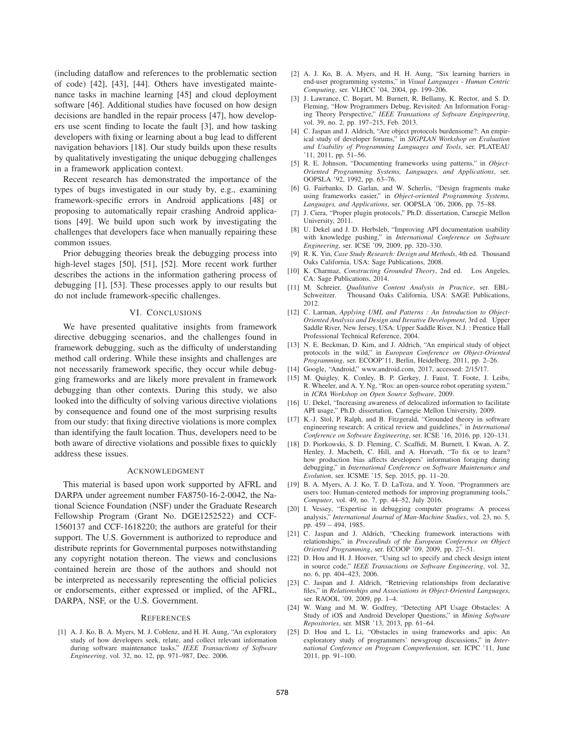(including dataflow and references to the problematic section of code) [42], [43], [44]. Others have investigated maintenance tasks in machine learning [45] and cloud deployment software [46]. Additional studies have focused on how design decisions are handled in the repair process [47], how developers use scent finding to locate the fault [3], and how tasking developers with fixing or learning about a bug lead to different navigation behaviors [18]. Our study builds upon these results by qualitatively investigating the unique debugging challenges in a framework application context.

Recent research has demonstrated the importance of the types of bugs investigated in our study by, e.g., examining framework-specific errors in Android applications [48] or proposing to automatically repair crashing Android applications [49]. We build upon such work by investigating the challenges that developers face when manually repairing these common issues.

Prior debugging theories break the debugging process into high-level stages [50], [51], [52]. More recent work further describes the actions in the information gathering process of debugging [1], [53]. These processes apply to our results but do not include framework-specific challenges.

## VI. Conclusions

We have presented qualitative insights from framework directive debugging scenarios, and the challenges found in framework debugging, such as the difficulty of understanding method call ordering. While these insights and challenges are not necessarily framework specific, they occur while debugging frameworks and are likely more prevalent in framework debugging than other contexts. During this study, we also looked into the difficulty of solving various directive violations by consequence and found one of the most surprising results from our study: that fixing directive violations is more complex than identifying the fault location. Thus, developers need to be both aware of directive violations and possible fixes to quickly address these issues.

## Acknowledgment

This material is based upon work supported by AFRL and DARPA under agreement number FA8750-16-2-0042, the National Science Foundation (NSF) under the Graduate Research Fellowship Program (Grant No. DGE1252522) and CCF-1560137 and CCF-1618220; the authors are grateful for their support. The U.S. Government is authorized to reproduce and distribute reprints for Governmental purposes notwithstanding any copyright notation thereon. The views and conclusions contained herein are those of the authors and should not be interpreted as necessarily representing the official policies or endorsements, either expressed or implied, of the AFRL, DARPA, NSF, or the U.S. Government.

## References

[1] A. J. Ko, B. A. Myers, M. J. Coblenz, and H. H. Aung, "An exploratory study of how developers seek, relate, and collect relevant information during software maintenance tasks," *IEEE Transactions of Software Engineering*, vol. 32, no. 12, pp. 971–987, Dec. 2006.

[2] A. J. Ko, B. A. Myers, and H. H. Aung, "Six learning barriers in end-user programming systems," in *Visual Languages - Human Centric Computing*, ser. VLHCC '04, 2004, pp. 199–206.

[3] J. Lawrance, C. Bogart, M. Burnett, R. Bellamy, K. Rector, and S. D. Fleming, "How Programmers Debug, Revisited: An Information Foraging Theory Perspective," *IEEE Transations of Software Engingeering*, vol. 39, no. 2, pp. 197–215, Feb. 2013.

[4] C. Jaspan and J. Aldrich, "Are object protocols burdensome?: An empirical study of developer forums," in *SIGPLAN Workshop on Evaluation and Usability of Programming Languages and Tools*, ser. PLATEAU '11, 2011, pp. 51–56.

[5] R. E. Johnson, "Documenting frameworks using patterns," in *Object-Oriented Programming Systems, Languages, and Applications*, ser. OOPSLA '92, 1992, pp. 63–76.

[6] G. Fairbanks, D. Garlan, and W. Scherlis, "Design fragments make using frameworks easier," in *Object-oriented Programming Systems, Languages, and Applications*, ser. OOPSLA '06, 2006, pp. 75–88.

[7] J. Ciera, "Proper plugin protocols," Ph.D. dissertation, Carnegie Mellon University, 2011.

[8] U. Dekel and J. D. Herbsleb, "Improving API documentation usability with knowledge pushing," in *International Conference on Software Engineering*, ser. ICSE '09, 2009, pp. 320–330.

[9] R. K. Yin, *Case Study Research: Design and Methods*, 4th ed. Thousand Oaks California, USA: Sage Publications, 2008.

[10] K. Charmaz, *Constructing Grounded Theory*, 2nd ed. Los Angeles, CA: Sage Publications, 2014.

[11] M. Schreier, *Qualitative Content Analysis in Practice*, ser. EBL-Schweitzer. Thousand Oaks California, USA: SAGE Publications, 2012.

[12] C. Larman, *Applying UML and Patterns : An Introduction to Object-Oriented Analysis and Design and Iterative Development*, 3rd ed. Upper Saddle River, New Jersey, USA: Upper Saddle River, N.J. : Prentice Hall Professional Technical Reference, 2004.

[13] N. E. Beckman, D. Kim, and J. Aldrich, "An empirical study of object protocols in the wild," in *European Conference on Object-Oriented Programming*, ser. ECOOP'11, Berlin, Heidelberg, 2011, pp. 2–26.

[14] Google, "Android," www.android.com, 2017, accessed: 2/15/17.

[15] M. Quigley, K. Conley, B. P. Gerkey, J. Faust, T. Foote, J. Leibs, R. Wheeler, and A. Y. Ng, "Ros: an open-source robot operating system," in *ICRA Workshop on Open Source Software*, 2009.

[16] U. Dekel, "Increasing awareness of delocalized information to facilitate API usage," Ph.D. dissertation, Carnegie Mellon University, 2009.

[17] K.-J. Stol, P. Ralph, and B. Fitzgerald, "Grounded theory in software engineering research: A critical review and guidelines," in *International Conference on Software Engineering*, ser. ICSE '16, 2016, pp. 120–131.

[18] D. Piorkowski, S. D. Fleming, C. Scaffidi, M. Burnett, I. Kwan, A. Z. Henley, J. Macbeth, C. Hill, and A. Horvath, "To fix or to learn? how production bias affects developers' information foraging during debugging," in *International Conference on Software Maintenance and Evolution*, ser. ICSME '15, Sep. 2015, pp. 11–20.

[19] B. A. Myers, A. J. Ko, T. D. LaToza, and Y. Yoon, "Programmers are users too: Human-centered methods for improving programming tools," *Computer*, vol. 49, no. 7, pp. 44–52, July 2016.

[20] I. Vessey, "Expertise in debugging computer programs: A process analysis," *International Journal of Man-Machine Studies*, vol. 23, no. 5, pp. 459 – 494, 1985.

[21] C. Jaspan and J. Aldrich, "Checking framework interactions with relationships," in *Proceedinds of the European Conference on Object Oriented Programming*, ser. ECOOP '09, 2009, pp. 27–51.

[22] D. Hou and H. J. Hoover, "Using scl to specify and check design intent in source code," *IEEE Transactions on Software Engineering*, vol. 32, no. 6, pp. 404–423, 2006.

[23] C. Jaspan and J. Aldrich, "Retrieving relationships from declarative files," in *Relationships and Associations in Object-Oriented Languages*, ser. RAOOL '09, 2009, pp. 1–4.

[24] W. Wang and M. W. Godfrey, "Detecting API Usage Obstacles: A Study of iOS and Android Developer Questions," in *Mining Software Repositories*, ser. MSR '13, 2013, pp. 61–64.

[25] D. Hou and L. Li, "Obstacles in using frameworks and apis: An exploratory study of programmers' newsgroup discussions," in *International Conference on Program Comprehension*, ser. ICPC '11, June 2011, pp. 91–100.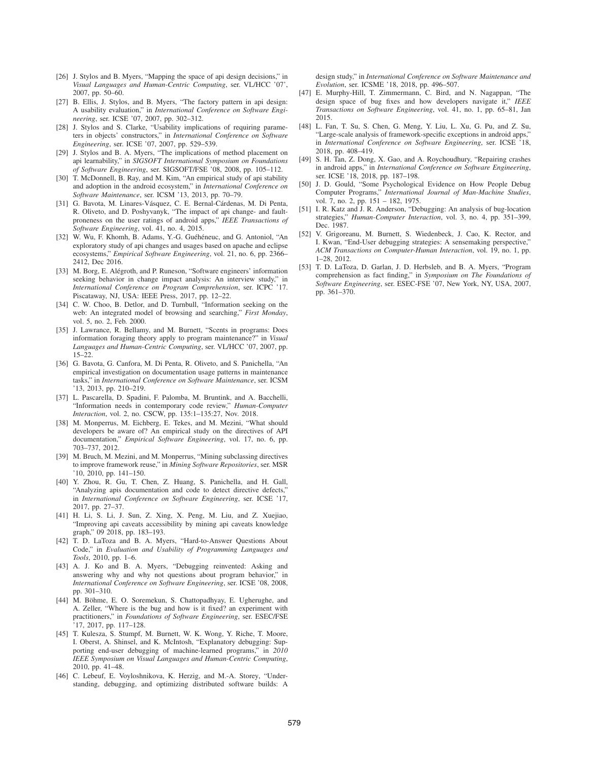[26] J. Stylos and B. Myers, "Mapping the space of api design decisions," in *Visual Languages and Human-Centric Computing*, ser. VL/HCC '07', 2007, pp. 50–60.

[27] B. Ellis, J. Stylos, and B. Myers, "The factory pattern in api design: A usability evaluation," in *International Conference on Software Engineering*, ser. ICSE '07, 2007, pp. 302–312.

[28] J. Stylos and S. Clarke, "Usability implications of requiring parameters in objects' constructors," in *International Conference on Software Engineering*, ser. ICSE '07, 2007, pp. 529–539.

[29] J. Stylos and B. A. Myers, "The implications of method placement on api learnability," in *SIGSOFT International Symposium on Foundations of Software Engineering*, ser. SIGSOFT/FSE '08, 2008, pp. 105–112.

[30] T. McDonnell, B. Ray, and M. Kim, "An empirical study of api stability and adoption in the android ecosystem," in *International Conference on Software Maintenance*, ser. ICSM '13, 2013, pp. 70–79.

[31] G. Bavota, M. Linares-Vásquez, C. E. Bernal-Cárdenas, M. Di Penta, R. Oliveto, and D. Poshyvanyk, "The impact of api change- and fault-proneness on the user ratings of android apps," *IEEE Transactions of Software Engineering*, vol. 41, no. 4, 2015.

[32] W. Wu, F. Khomh, B. Adams, Y.-G. Guéhéneuc, and G. Antoniol, "An exploratory study of api changes and usages based on apache and eclipse ecosystems," *Empirical Software Engineering*, vol. 21, no. 6, pp. 2366–2412, Dec 2016.

[33] M. Borg, E. Alégroth, and P. Runeson, "Software engineers' information seeking behavior in change impact analysis: An interview study," in *International Conference on Program Comprehension*, ser. ICPC '17. Piscataway, NJ, USA: IEEE Press, 2017, pp. 12–22.

[34] C. W. Choo, B. Detlor, and D. Turnbull, "Information seeking on the web: An integrated model of browsing and searching," *First Monday*, vol. 5, no. 2, Feb. 2000.

[35] J. Lawrance, R. Bellamy, and M. Burnett, "Scents in programs: Does information foraging theory apply to program maintenance?" in *Visual Languages and Human-Centric Computing*, ser. VL/HCC '07, 2007, pp. 15–22.

[36] G. Bavota, G. Canfora, M. Di Penta, R. Oliveto, and S. Panichella, "An empirical investigation on documentation usage patterns in maintenance tasks," in *International Conference on Software Maintenance*, ser. ICSM '13, 2013, pp. 210–219.

[37] L. Pascarella, D. Spadini, F. Palomba, M. Bruntink, and A. Bacchelli, "Information needs in contemporary code review," *Human-Computer Interaction*, vol. 2, no. CSCW, pp. 135:1–135:27, Nov. 2018.

[38] M. Monperrus, M. Eichberg, E. Tekes, and M. Mezini, "What should developers be aware of? An empirical study on the directives of API documentation," *Empirical Software Engineering*, vol. 17, no. 6, pp. 703–737, 2012.

[39] M. Bruch, M. Mezini, and M. Monperrus, "Mining subclassing directives to improve framework reuse," in *Mining Software Repositories*, ser. MSR '10, 2010, pp. 141–150.

[40] Y. Zhou, R. Gu, T. Chen, Z. Huang, S. Panichella, and H. Gall, "Analyzing apis documentation and code to detect directive defects," in *International Conference on Software Engineering*, ser. ICSE '17, 2017, pp. 27–37.

[41] H. Li, S. Li, J. Sun, Z. Xing, X. Peng, M. Liu, and Z. Xuejiao, "Improving api caveats accessibility by mining api caveats knowledge graph," 09 2018, pp. 183–193.

[42] T. D. LaToza and B. A. Myers, "Hard-to-Answer Questions About Code," in *Evaluation and Usability of Programming Languages and Tools*, 2010, pp. 1–6.

[43] A. J. Ko and B. A. Myers, "Debugging reinvented: Asking and answering why and why not questions about program behavior," in *International Conference on Software Engineering*, ser. ICSE '08, 2008, pp. 301–310.

[44] M. Böhme, E. O. Soremekun, S. Chattopadhyay, E. Ugherughe, and A. Zeller, "Where is the bug and how is it fixed? an experiment with practitioners," in *Foundations of Software Engineering*, ser. ESEC/FSE '17, 2017, pp. 117–128.

[45] T. Kulesza, S. Stumpf, M. Burnett, W. K. Wong, Y. Riche, T. Moore, I. Oberst, A. Shinsel, and K. McIntosh, "Explanatory debugging: Supporting end-user debugging of machine-learned programs," in *2010 IEEE Symposium on Visual Languages and Human-Centric Computing*, 2010, pp. 41–48.

[46] C. Lebeuf, E. Voyloshnikova, K. Herzig, and M.-A. Storey, "Understanding, debugging, and optimizing distributed software builds: A design study," in *International Conference on Software Maintenance and Evolution*, ser. ICSME '18, 2018, pp. 496–507.

[47] E. Murphy-Hill, T. Zimmermann, C. Bird, and N. Nagappan, "The design space of bug fixes and how developers navigate it," *IEEE Transactions on Software Engineering*, vol. 41, no. 1, pp. 65–81, Jan 2015.

[48] L. Fan, T. Su, S. Chen, G. Meng, Y. Liu, L. Xu, G. Pu, and Z. Su, "Large-scale analysis of framework-specific exceptions in android apps," in *International Conference on Software Engineering*, ser. ICSE '18, 2018, pp. 408–419.

[49] S. H. Tan, Z. Dong, X. Gao, and A. Roychoudhury, "Repairing crashes in android apps," in *International Conference on Software Engineering*, ser. ICSE '18, 2018, pp. 187–198.

[50] J. D. Gould, "Some Psychological Evidence on How People Debug Computer Programs," *International Journal of Man-Machine Studies*, vol. 7, no. 2, pp. 151 – 182, 1975.

[51] I. R. Katz and J. R. Anderson, "Debugging: An analysis of bug-location strategies," *Human-Computer Interaction*, vol. 3, no. 4, pp. 351–399, Dec. 1987.

[52] V. Grigoreanu, M. Burnett, S. Wiedenbeck, J. Cao, K. Rector, and I. Kwan, "End-User debugging strategies: A sensemaking perspective," *ACM Transactions on Computer-Human Interaction*, vol. 19, no. 1, pp. 1–28, 2012.

[53] T. D. LaToza, D. Garlan, J. D. Herbsleb, and B. A. Myers, "Program comprehension as fact finding," in *Symposium on The Foundations of Software Engineering*, ser. ESEC-FSE '07, New York, NY, USA, 2007, pp. 361–370.